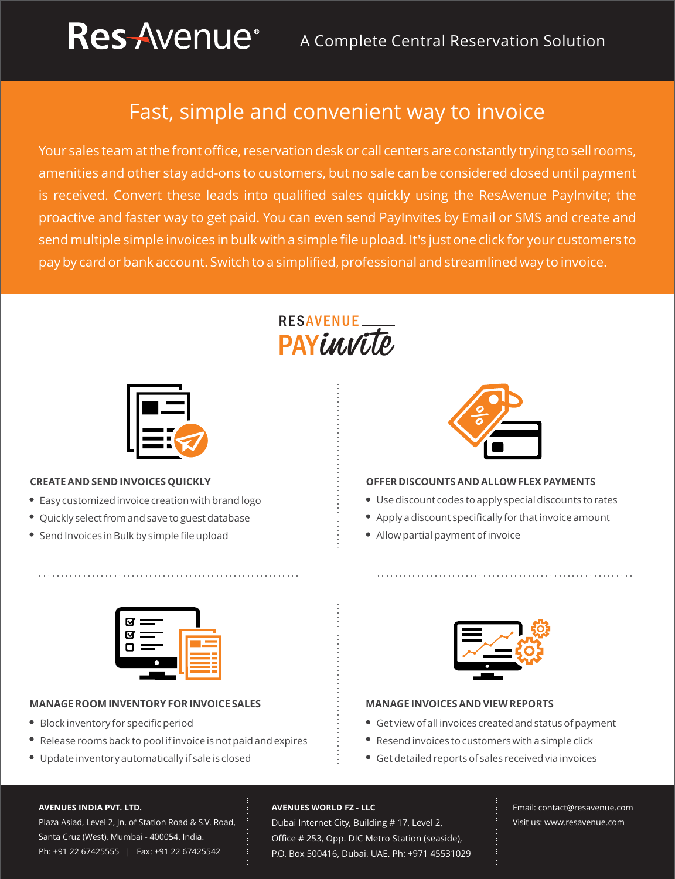# ResAvenue® | A Complete Central Reservation Solution

## Fast, simple and convenient way to invoice

Your sales team at the front office, reservation desk or call centers are constantly trying to sell rooms, amenities and other stay add-ons to customers, but no sale can be considered closed until payment is received. Convert these leads into qualified sales quickly using the ResAvenue PayInvite; the proactive and faster way to get paid. You can even send PayInvites by Email or SMS and create and send multiple simple invoices in bulk with a simple file upload. It's just one click for your customers to pay by card or bank account. Switch to a simplified, professional and streamlined way to invoice.

RESAVENUE PAYinvite

### CREATE AND SEND INVOICES QUICKLY

- Easy customized invoice creation with brand logo
- Quickly select from and save to guest database
- Send Invoices in Bulk by simple file upload

### OFFER DISCOUNTS AND ALLOW FLEX PAYMENTS

- Use discount codes to apply special discounts to rates
- Apply a discount specifically for that invoice amount
- Allow partial payment of invoice

### MANAGE ROOM INVENTORY FOR INVOICE SALES

- Block inventory for specific period
- Release rooms back to pool if invoice is not paid and expires
- Update inventory automatically if sale is closed

### MANAGE INVOICES AND VIEW REPORTS

- Get view of all invoices created and status of payment
- Resend invoices to customers with a simple click
- Get detailed reports of sales received via invoices

**AVENUES INDIA PVT. LTD.**
Plaza Asiad, Level 2, Jn. of Station Road & S.V. Road,
Santa Cruz (West), Mumbai - 400054. India.
Ph: +91 22 67425555 | Fax: +91 22 67425542

**AVENUES WORLD FZ - LLC**
Dubai Internet City, Building # 17, Level 2,
Office # 253, Opp. DIC Metro Station (seaside),
P.O. Box 500416, Dubai. UAE. Ph: +971 45531029

Email: contact@resavenue.com
Visit us: www.resavenue.com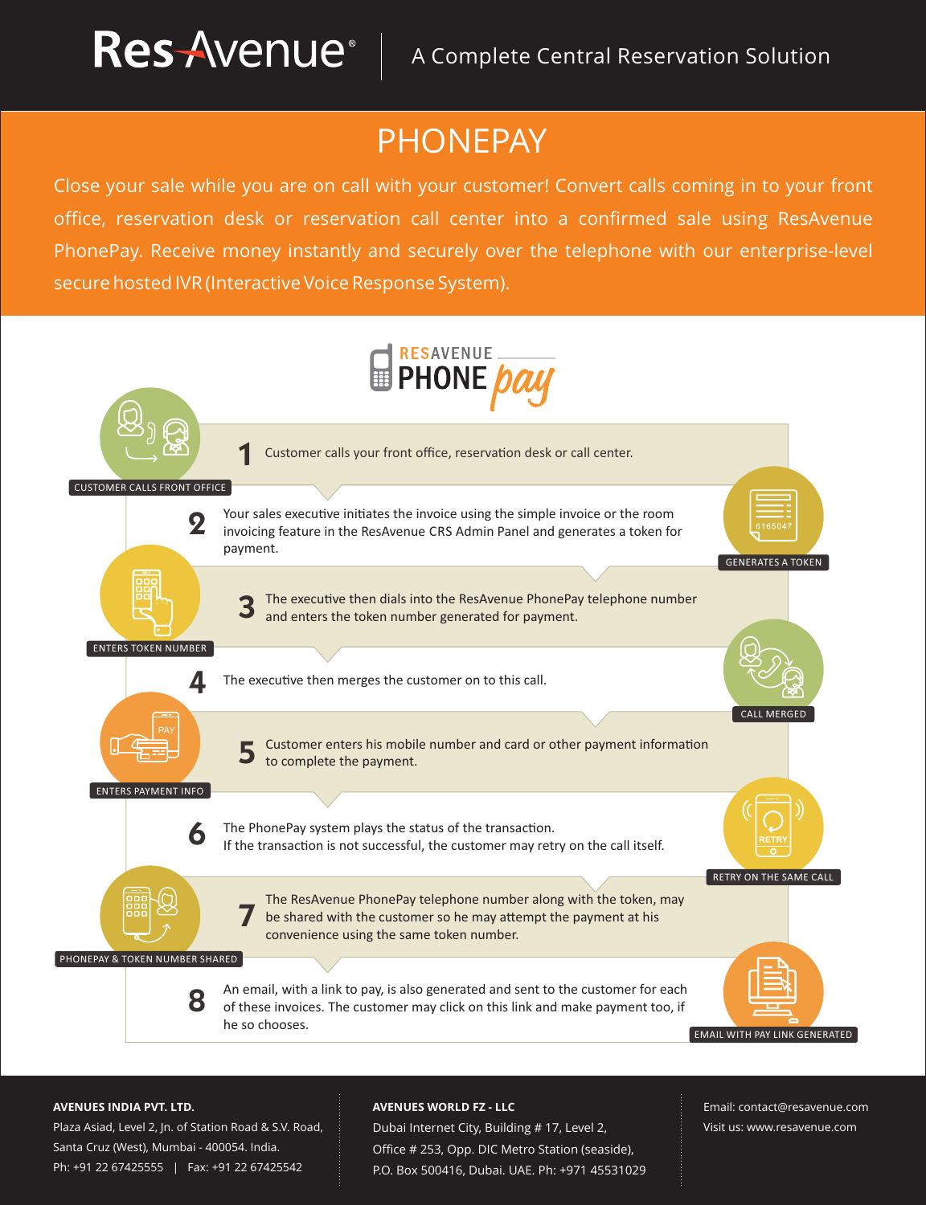# ResAvenue® | A Complete Central Reservation Solution

## PHONEPAY

Close your sale while you are on call with your customer! Convert calls coming in to your front office, reservation desk or reservation call center into a confirmed sale using ResAvenue PhonePay. Receive money instantly and securely over the telephone with our enterprise-level secure hosted IVR (Interactive Voice Response System).

### RESAVENUE PHONE pay

**CUSTOMER CALLS FRONT OFFICE**

**1** Customer calls your front office, reservation desk or call center.

**GENERATES A TOKEN**

**2** Your sales executive initiates the invoice using the simple invoice or the room invoicing feature in the ResAvenue CRS Admin Panel and generates a token for payment.

**ENTERS TOKEN NUMBER**

**3** The executive then dials into the ResAvenue PhonePay telephone number and enters the token number generated for payment.

**CALL MERGED**

**4** The executive then merges the customer on to this call.

**ENTERS PAYMENT INFO**

**5** Customer enters his mobile number and card or other payment information to complete the payment.

**RETRY ON THE SAME CALL**

**6** The PhonePay system plays the status of the transaction.
If the transaction is not successful, the customer may retry on the call itself.

**PHONEPAY & TOKEN NUMBER SHARED**

**7** The ResAvenue PhonePay telephone number along with the token, may be shared with the customer so he may attempt the payment at his convenience using the same token number.

**EMAIL WITH PAY LINK GENERATED**

**8** An email, with a link to pay, is also generated and sent to the customer for each of these invoices. The customer may click on this link and make payment too, if he so chooses.

---

**AVENUES INDIA PVT. LTD.**
Plaza Asiad, Level 2, Jn. of Station Road & S.V. Road,
Santa Cruz (West), Mumbai - 400054. India.
Ph: +91 22 67425555 | Fax: +91 22 67425542

**AVENUES WORLD FZ - LLC**
Dubai Internet City, Building # 17, Level 2,
Office # 253, Opp. DIC Metro Station (seaside),
P.O. Box 500416, Dubai. UAE. Ph: +971 45531029

Email: contact@resavenue.com
Visit us: www.resavenue.com